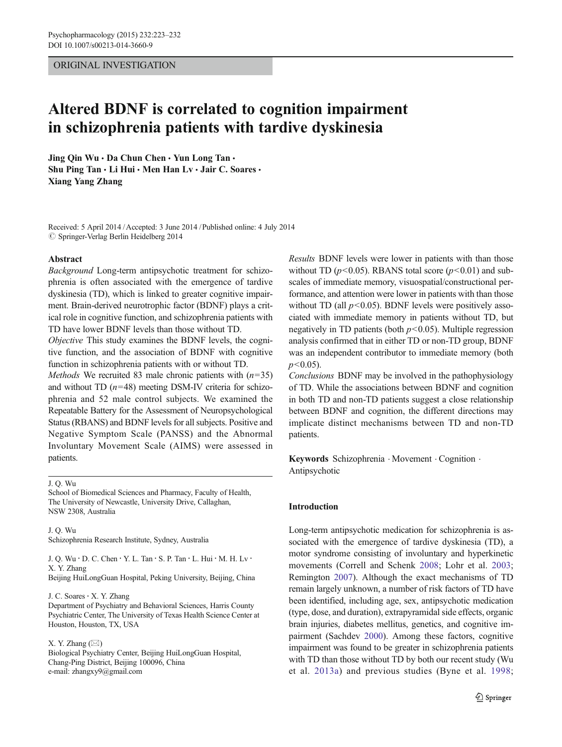ORIGINAL INVESTIGATION

# Altered BDNF is correlated to cognition impairment in schizophrenia patients with tardive dyskinesia

**Jing Qin Wu · Da Chun Chen · Yun Long Tan · Shu Ping Tan · Li Hui · Men Han Lv · Jair C. Soares · Xiang Yang Zhang**

Received: 5 April 2014 / Accepted: 3 June 2014 / Published online: 4 July 2014
© Springer-Verlag Berlin Heidelberg 2014

## Abstract

*Background* Long-term antipsychotic treatment for schizophrenia is often associated with the emergence of tardive dyskinesia (TD), which is linked to greater cognitive impairment. Brain-derived neurotrophic factor (BDNF) plays a critical role in cognitive function, and schizophrenia patients with TD have lower BDNF levels than those without TD.

*Objective* This study examines the BDNF levels, the cognitive function, and the association of BDNF with cognitive function in schizophrenia patients with or without TD.

*Methods* We recruited 83 male chronic patients with ($n$=35) and without TD ($n$=48) meeting DSM-IV criteria for schizophrenia and 52 male control subjects. We examined the Repeatable Battery for the Assessment of Neuropsychological Status (RBANS) and BDNF levels for all subjects. Positive and Negative Symptom Scale (PANSS) and the Abnormal Involuntary Movement Scale (AIMS) were assessed in patients.

*Results* BDNF levels were lower in patients with than those without TD ($p$<0.05). RBANS total score ($p$<0.01) and subscales of immediate memory, visuospatial/constructional performance, and attention were lower in patients with than those without TD (all $p$<0.05). BDNF levels were positively associated with immediate memory in patients without TD, but negatively in TD patients (both $p$<0.05). Multiple regression analysis confirmed that in either TD or non-TD group, BDNF was an independent contributor to immediate memory (both $p$<0.05).

*Conclusions* BDNF may be involved in the pathophysiology of TD. While the associations between BDNF and cognition in both TD and non-TD patients suggest a close relationship between BDNF and cognition, the different directions may implicate distinct mechanisms between TD and non-TD patients.

**Keywords** Schizophrenia · Movement · Cognition · Antipsychotic

J. Q. Wu
School of Biomedical Sciences and Pharmacy, Faculty of Health, The University of Newcastle, University Drive, Callaghan, NSW 2308, Australia

J. Q. Wu
Schizophrenia Research Institute, Sydney, Australia

J. Q. Wu · D. C. Chen · Y. L. Tan · S. P. Tan · L. Hui · M. H. Lv · X. Y. Zhang
Beijing HuiLongGuan Hospital, Peking University, Beijing, China

J. C. Soares · X. Y. Zhang
Department of Psychiatry and Behavioral Sciences, Harris County Psychiatric Center, The University of Texas Health Science Center at Houston, Houston, TX, USA

X. Y. Zhang (✉)
Biological Psychiatry Center, Beijing HuiLongGuan Hospital, Chang-Ping District, Beijing 100096, China
e-mail: zhangxy9@gmail.com

## Introduction

Long-term antipsychotic medication for schizophrenia is associated with the emergence of tardive dyskinesia (TD), a motor syndrome consisting of involuntary and hyperkinetic movements (Correll and Schenk 2008; Lohr et al. 2003; Remington 2007). Although the exact mechanisms of TD remain largely unknown, a number of risk factors of TD have been identified, including age, sex, antipsychotic medication (type, dose, and duration), extrapyramidal side effects, organic brain injuries, diabetes mellitus, genetics, and cognitive impairment (Sachdev 2000). Among these factors, cognitive impairment was found to be greater in schizophrenia patients with TD than those without TD by both our recent study (Wu et al. 2013a) and previous studies (Byne et al. 1998;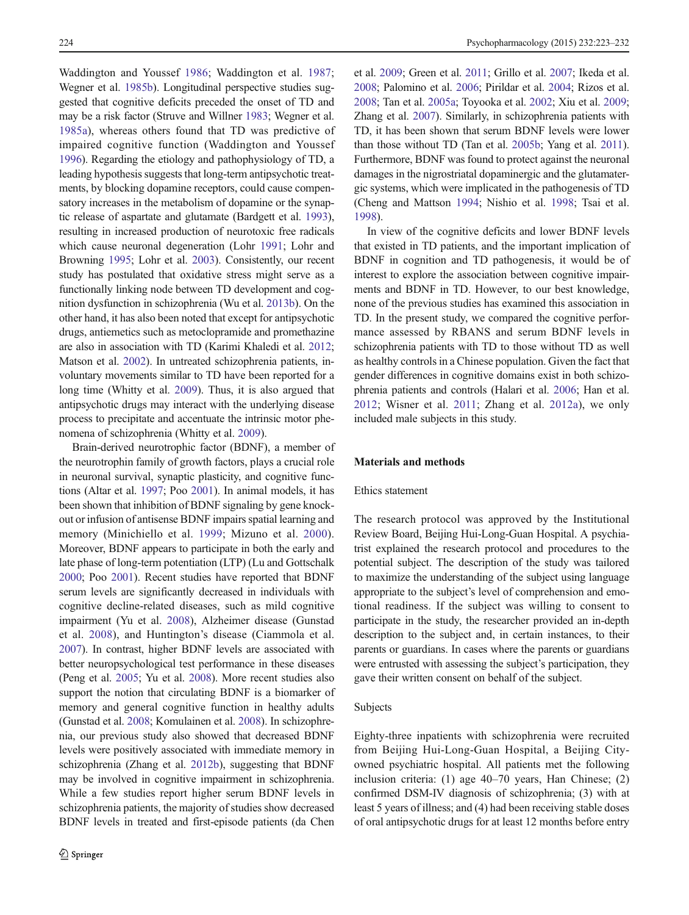Waddington and Youssef 1986; Waddington et al. 1987; Wegner et al. 1985b). Longitudinal perspective studies suggested that cognitive deficits preceded the onset of TD and may be a risk factor (Struve and Willner 1983; Wegner et al. 1985a), whereas others found that TD was predictive of impaired cognitive function (Waddington and Youssef 1996). Regarding the etiology and pathophysiology of TD, a leading hypothesis suggests that long-term antipsychotic treatments, by blocking dopamine receptors, could cause compensatory increases in the metabolism of dopamine or the synaptic release of aspartate and glutamate (Bardgett et al. 1993), resulting in increased production of neurotoxic free radicals which cause neuronal degeneration (Lohr 1991; Lohr and Browning 1995; Lohr et al. 2003). Consistently, our recent study has postulated that oxidative stress might serve as a functionally linking node between TD development and cognition dysfunction in schizophrenia (Wu et al. 2013b). On the other hand, it has also been noted that except for antipsychotic drugs, antiemetics such as metoclopramide and promethazine are also in association with TD (Karimi Khaledi et al. 2012; Matson et al. 2002). In untreated schizophrenia patients, involuntary movements similar to TD have been reported for a long time (Whitty et al. 2009). Thus, it is also argued that antipsychotic drugs may interact with the underlying disease process to precipitate and accentuate the intrinsic motor phenomena of schizophrenia (Whitty et al. 2009).

Brain-derived neurotrophic factor (BDNF), a member of the neurotrophin family of growth factors, plays a crucial role in neuronal survival, synaptic plasticity, and cognitive functions (Altar et al. 1997; Poo 2001). In animal models, it has been shown that inhibition of BDNF signaling by gene knockout or infusion of antisense BDNF impairs spatial learning and memory (Minichiello et al. 1999; Mizuno et al. 2000). Moreover, BDNF appears to participate in both the early and late phase of long-term potentiation (LTP) (Lu and Gottschalk 2000; Poo 2001). Recent studies have reported that BDNF serum levels are significantly decreased in individuals with cognitive decline-related diseases, such as mild cognitive impairment (Yu et al. 2008), Alzheimer disease (Gunstad et al. 2008), and Huntington's disease (Ciammola et al. 2007). In contrast, higher BDNF levels are associated with better neuropsychological test performance in these diseases (Peng et al. 2005; Yu et al. 2008). More recent studies also support the notion that circulating BDNF is a biomarker of memory and general cognitive function in healthy adults (Gunstad et al. 2008; Komulainen et al. 2008). In schizophrenia, our previous study also showed that decreased BDNF levels were positively associated with immediate memory in schizophrenia (Zhang et al. 2012b), suggesting that BDNF may be involved in cognitive impairment in schizophrenia. While a few studies report higher serum BDNF levels in schizophrenia patients, the majority of studies show decreased BDNF levels in treated and first-episode patients (da Chen et al. 2009; Green et al. 2011; Grillo et al. 2007; Ikeda et al. 2008; Palomino et al. 2006; Pirildar et al. 2004; Rizos et al. 2008; Tan et al. 2005a; Toyooka et al. 2002; Xiu et al. 2009; Zhang et al. 2007). Similarly, in schizophrenia patients with TD, it has been shown that serum BDNF levels were lower than those without TD (Tan et al. 2005b; Yang et al. 2011). Furthermore, BDNF was found to protect against the neuronal damages in the nigrostriatal dopaminergic and the glutamatergic systems, which were implicated in the pathogenesis of TD (Cheng and Mattson 1994; Nishio et al. 1998; Tsai et al. 1998).

In view of the cognitive deficits and lower BDNF levels that existed in TD patients, and the important implication of BDNF in cognition and TD pathogenesis, it would be of interest to explore the association between cognitive impairments and BDNF in TD. However, to our best knowledge, none of the previous studies has examined this association in TD. In the present study, we compared the cognitive performance assessed by RBANS and serum BDNF levels in schizophrenia patients with TD to those without TD as well as healthy controls in a Chinese population. Given the fact that gender differences in cognitive domains exist in both schizophrenia patients and controls (Halari et al. 2006; Han et al. 2012; Wisner et al. 2011; Zhang et al. 2012a), we only included male subjects in this study.

## Materials and methods

### Ethics statement

The research protocol was approved by the Institutional Review Board, Beijing Hui-Long-Guan Hospital. A psychiatrist explained the research protocol and procedures to the potential subject. The description of the study was tailored to maximize the understanding of the subject using language appropriate to the subject's level of comprehension and emotional readiness. If the subject was willing to consent to participate in the study, the researcher provided an in-depth description to the subject and, in certain instances, to their parents or guardians. In cases where the parents or guardians were entrusted with assessing the subject's participation, they gave their written consent on behalf of the subject.

### Subjects

Eighty-three inpatients with schizophrenia were recruited from Beijing Hui-Long-Guan Hospital, a Beijing City-owned psychiatric hospital. All patients met the following inclusion criteria: (1) age 40–70 years, Han Chinese; (2) confirmed DSM-IV diagnosis of schizophrenia; (3) with at least 5 years of illness; and (4) had been receiving stable doses of oral antipsychotic drugs for at least 12 months before entry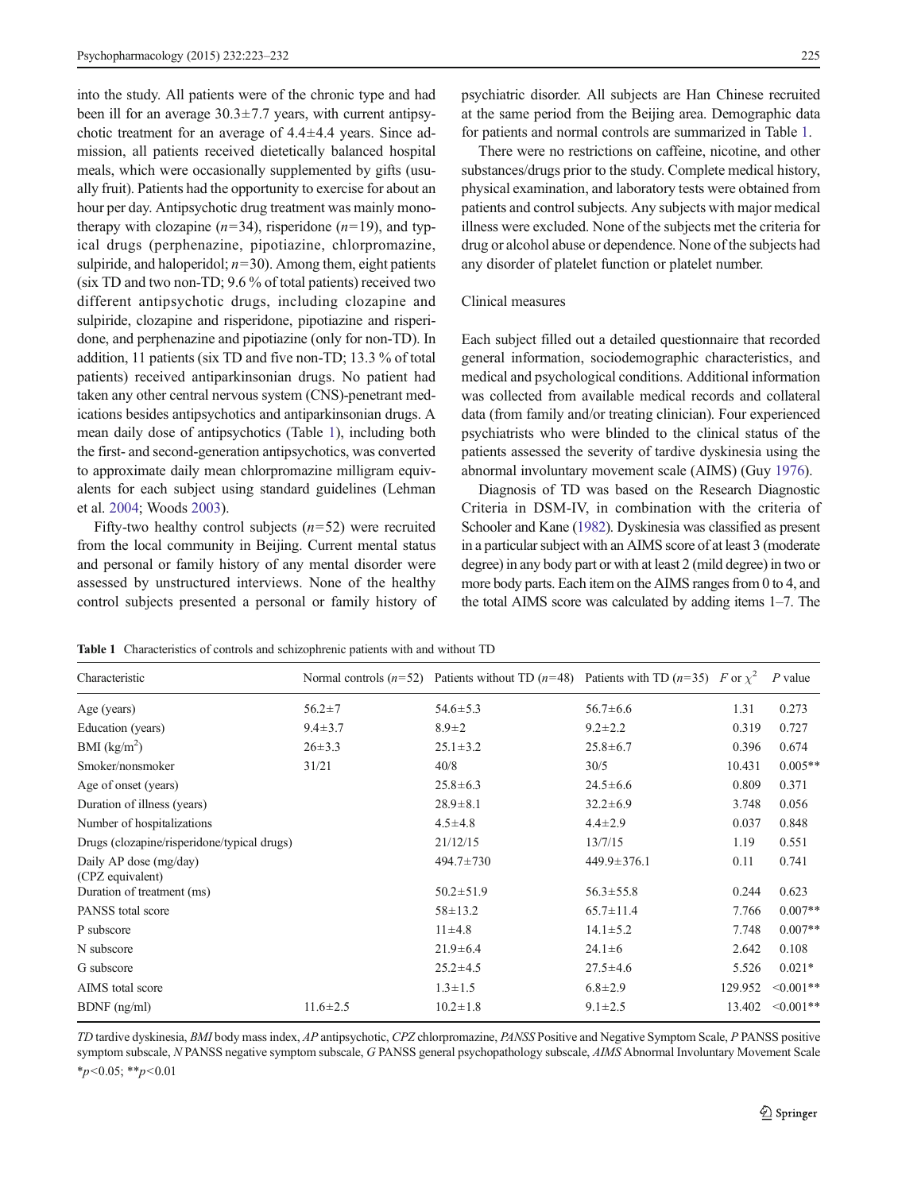into the study. All patients were of the chronic type and had been ill for an average 30.3±7.7 years, with current antipsychotic treatment for an average of 4.4±4.4 years. Since admission, all patients received dietetically balanced hospital meals, which were occasionally supplemented by gifts (usually fruit). Patients had the opportunity to exercise for about an hour per day. Antipsychotic drug treatment was mainly monotherapy with clozapine ($n=34$), risperidone ($n=19$), and typical drugs (perphenazine, pipotiazine, chlorpromazine, sulpiride, and haloperidol; $n=30$). Among them, eight patients (six TD and two non-TD; 9.6 % of total patients) received two different antipsychotic drugs, including clozapine and sulpiride, clozapine and risperidone, pipotiazine and risperidone, and perphenazine and pipotiazine (only for non-TD). In addition, 11 patients (six TD and five non-TD; 13.3 % of total patients) received antiparkinsonian drugs. No patient had taken any other central nervous system (CNS)-penetrant medications besides antipsychotics and antiparkinsonian drugs. A mean daily dose of antipsychotics (Table 1), including both the first- and second-generation antipsychotics, was converted to approximate daily mean chlorpromazine milligram equivalents for each subject using standard guidelines (Lehman et al. 2004; Woods 2003).

Fifty-two healthy control subjects ($n=52$) were recruited from the local community in Beijing. Current mental status and personal or family history of any mental disorder were assessed by unstructured interviews. None of the healthy control subjects presented a personal or family history of psychiatric disorder. All subjects are Han Chinese recruited at the same period from the Beijing area. Demographic data for patients and normal controls are summarized in Table 1.

There were no restrictions on caffeine, nicotine, and other substances/drugs prior to the study. Complete medical history, physical examination, and laboratory tests were obtained from patients and control subjects. Any subjects with major medical illness were excluded. None of the subjects met the criteria for drug or alcohol abuse or dependence. None of the subjects had any disorder of platelet function or platelet number.

### Clinical measures

Each subject filled out a detailed questionnaire that recorded general information, sociodemographic characteristics, and medical and psychological conditions. Additional information was collected from available medical records and collateral data (from family and/or treating clinician). Four experienced psychiatrists who were blinded to the clinical status of the patients assessed the severity of tardive dyskinesia using the abnormal involuntary movement scale (AIMS) (Guy 1976).

Diagnosis of TD was based on the Research Diagnostic Criteria in DSM-IV, in combination with the criteria of Schooler and Kane (1982). Dyskinesia was classified as present in a particular subject with an AIMS score of at least 3 (moderate degree) in any body part or with at least 2 (mild degree) in two or more body parts. Each item on the AIMS ranges from 0 to 4, and the total AIMS score was calculated by adding items 1–7. The

**Table 1** Characteristics of controls and schizophrenic patients with and without TD

| Characteristic | Normal controls ($n=52$) | Patients without TD ($n=48$) | Patients with TD ($n=35$) | $F$ or $\chi^2$ | $P$ value |
|---|---|---|---|---|---|
| Age (years) | 56.2±7 | 54.6±5.3 | 56.7±6.6 | 1.31 | 0.273 |
| Education (years) | 9.4±3.7 | 8.9±2 | 9.2±2.2 | 0.319 | 0.727 |
| BMI (kg/m$^2$) | 26±3.3 | 25.1±3.2 | 25.8±6.7 | 0.396 | 0.674 |
| Smoker/nonsmoker | 31/21 | 40/8 | 30/5 | 10.431 | 0.005** |
| Age of onset (years) | | 25.8±6.3 | 24.5±6.6 | 0.809 | 0.371 |
| Duration of illness (years) | | 28.9±8.1 | 32.2±6.9 | 3.748 | 0.056 |
| Number of hospitalizations | | 4.5±4.8 | 4.4±2.9 | 0.037 | 0.848 |
| Drugs (clozapine/risperidone/typical drugs) | | 21/12/15 | 13/7/15 | 1.19 | 0.551 |
| Daily AP dose (mg/day) (CPZ equivalent) | | 494.7±730 | 449.9±376.1 | 0.11 | 0.741 |
| Duration of treatment (ms) | | 50.2±51.9 | 56.3±55.8 | 0.244 | 0.623 |
| PANSS total score | | 58±13.2 | 65.7±11.4 | 7.766 | 0.007** |
| P subscore | | 11±4.8 | 14.1±5.2 | 7.748 | 0.007** |
| N subscore | | 21.9±6.4 | 24.1±6 | 2.642 | 0.108 |
| G subscore | | 25.2±4.5 | 27.5±4.6 | 5.526 | 0.021* |
| AIMS total score | | 1.3±1.5 | 6.8±2.9 | 129.952 | <0.001** |
| BDNF (ng/ml) | 11.6±2.5 | 10.2±1.8 | 9.1±2.5 | 13.402 | <0.001** |

*TD* tardive dyskinesia, *BMI* body mass index, *AP* antipsychotic, *CPZ* chlorpromazine, *PANSS* Positive and Negative Symptom Scale, *P* PANSS positive symptom subscale, *N* PANSS negative symptom subscale, *G* PANSS general psychopathology subscale, *AIMS* Abnormal Involuntary Movement Scale

*$p<0.05$; **$p<0.01$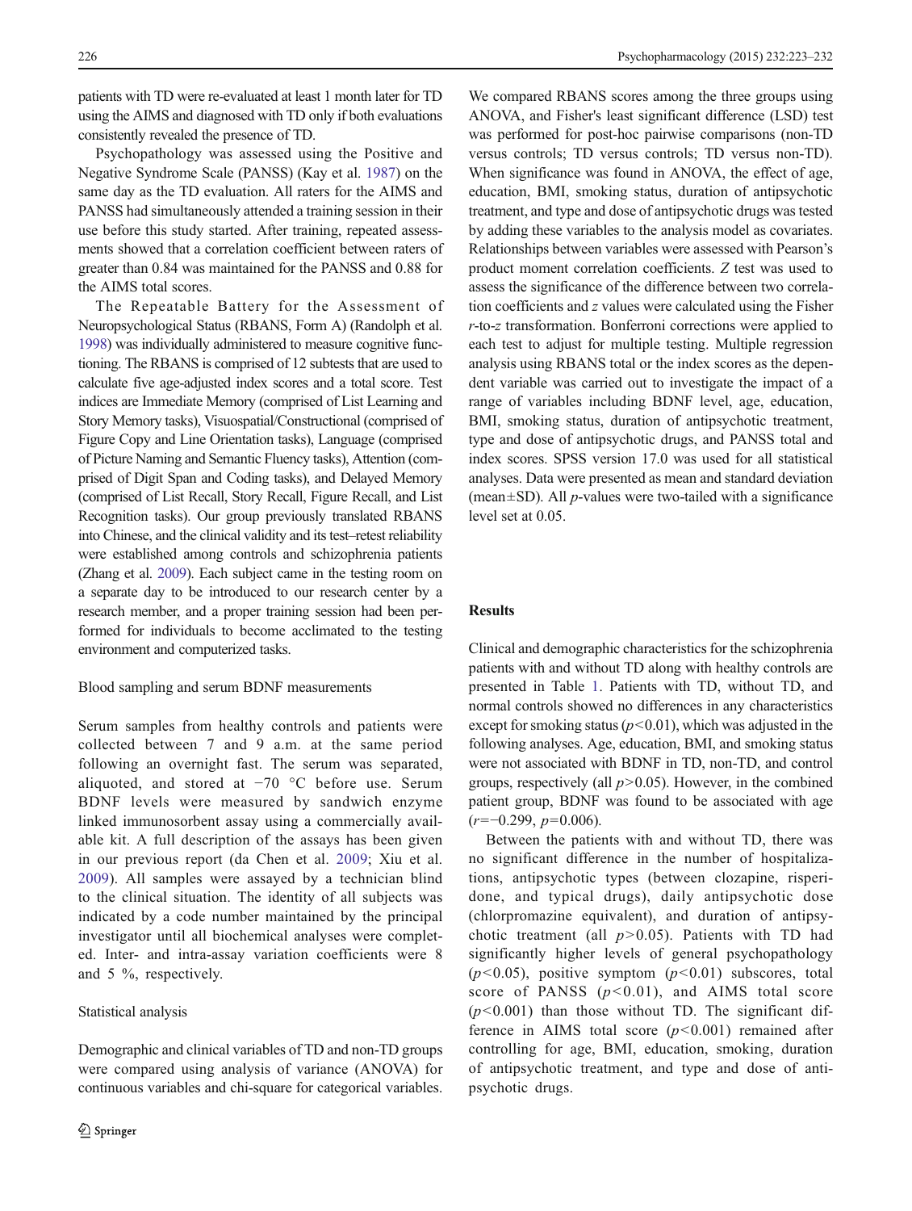patients with TD were re-evaluated at least 1 month later for TD using the AIMS and diagnosed with TD only if both evaluations consistently revealed the presence of TD.

Psychopathology was assessed using the Positive and Negative Syndrome Scale (PANSS) (Kay et al. 1987) on the same day as the TD evaluation. All raters for the AIMS and PANSS had simultaneously attended a training session in their use before this study started. After training, repeated assessments showed that a correlation coefficient between raters of greater than 0.84 was maintained for the PANSS and 0.88 for the AIMS total scores.

The Repeatable Battery for the Assessment of Neuropsychological Status (RBANS, Form A) (Randolph et al. 1998) was individually administered to measure cognitive functioning. The RBANS is comprised of 12 subtests that are used to calculate five age-adjusted index scores and a total score. Test indices are Immediate Memory (comprised of List Learning and Story Memory tasks), Visuospatial/Constructional (comprised of Figure Copy and Line Orientation tasks), Language (comprised of Picture Naming and Semantic Fluency tasks), Attention (comprised of Digit Span and Coding tasks), and Delayed Memory (comprised of List Recall, Story Recall, Figure Recall, and List Recognition tasks). Our group previously translated RBANS into Chinese, and the clinical validity and its test–retest reliability were established among controls and schizophrenia patients (Zhang et al. 2009). Each subject came in the testing room on a separate day to be introduced to our research center by a research member, and a proper training session had been performed for individuals to become acclimated to the testing environment and computerized tasks.

### Blood sampling and serum BDNF measurements

Serum samples from healthy controls and patients were collected between 7 and 9 a.m. at the same period following an overnight fast. The serum was separated, aliquoted, and stored at −70 °C before use. Serum BDNF levels were measured by sandwich enzyme linked immunosorbent assay using a commercially available kit. A full description of the assays has been given in our previous report (da Chen et al. 2009; Xiu et al. 2009). All samples were assayed by a technician blind to the clinical situation. The identity of all subjects was indicated by a code number maintained by the principal investigator until all biochemical analyses were completed. Inter- and intra-assay variation coefficients were 8 and 5 %, respectively.

### Statistical analysis

Demographic and clinical variables of TD and non-TD groups were compared using analysis of variance (ANOVA) for continuous variables and chi-square for categorical variables. We compared RBANS scores among the three groups using ANOVA, and Fisher's least significant difference (LSD) test was performed for post-hoc pairwise comparisons (non-TD versus controls; TD versus controls; TD versus non-TD). When significance was found in ANOVA, the effect of age, education, BMI, smoking status, duration of antipsychotic treatment, and type and dose of antipsychotic drugs was tested by adding these variables to the analysis model as covariates. Relationships between variables were assessed with Pearson's product moment correlation coefficients. $Z$ test was used to assess the significance of the difference between two correlation coefficients and $z$ values were calculated using the Fisher $r$-to-$z$ transformation. Bonferroni corrections were applied to each test to adjust for multiple testing. Multiple regression analysis using RBANS total or the index scores as the dependent variable was carried out to investigate the impact of a range of variables including BDNF level, age, education, BMI, smoking status, duration of antipsychotic treatment, type and dose of antipsychotic drugs, and PANSS total and index scores. SPSS version 17.0 was used for all statistical analyses. Data were presented as mean and standard deviation (mean±SD). All $p$-values were two-tailed with a significance level set at 0.05.

## Results

Clinical and demographic characteristics for the schizophrenia patients with and without TD along with healthy controls are presented in Table 1. Patients with TD, without TD, and normal controls showed no differences in any characteristics except for smoking status ($p<0.01$), which was adjusted in the following analyses. Age, education, BMI, and smoking status were not associated with BDNF in TD, non-TD, and control groups, respectively (all $p>0.05$). However, in the combined patient group, BDNF was found to be associated with age ($r=-0.299$, $p=0.006$).

Between the patients with and without TD, there was no significant difference in the number of hospitalizations, antipsychotic types (between clozapine, risperidone, and typical drugs), daily antipsychotic dose (chlorpromazine equivalent), and duration of antipsychotic treatment (all $p>0.05$). Patients with TD had significantly higher levels of general psychopathology ($p<0.05$), positive symptom ($p<0.01$) subscores, total score of PANSS ($p<0.01$), and AIMS total score ($p<0.001$) than those without TD. The significant difference in AIMS total score ($p<0.001$) remained after controlling for age, BMI, education, smoking, duration of antipsychotic treatment, and type and dose of antipsychotic drugs.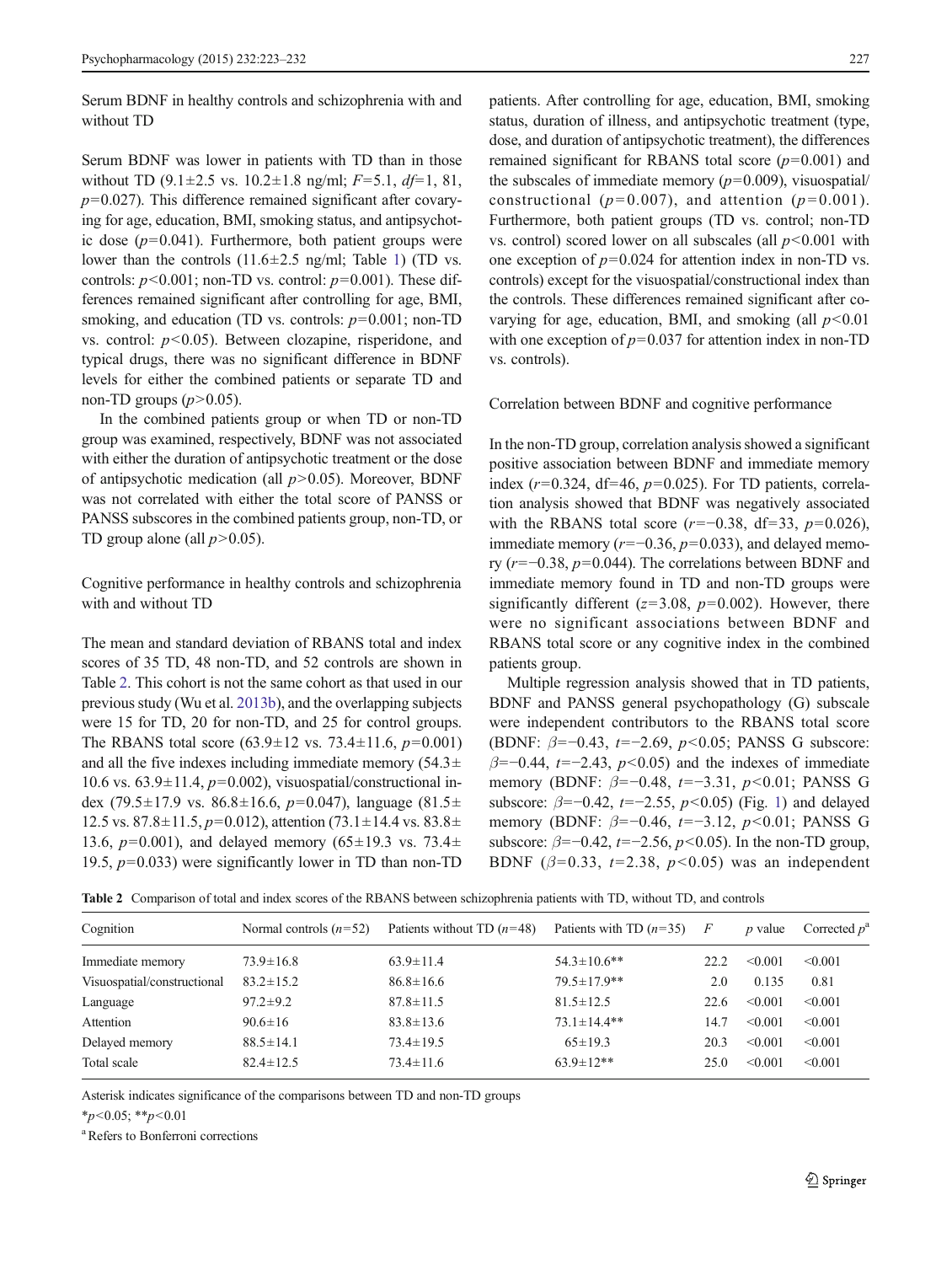## Serum BDNF in healthy controls and schizophrenia with and without TD

Serum BDNF was lower in patients with TD than in those without TD (9.1±2.5 vs. 10.2±1.8 ng/ml; $F$=5.1, $df$=1, 81, $p$=0.027). This difference remained significant after covarying for age, education, BMI, smoking status, and antipsychotic dose ($p$=0.041). Furthermore, both patient groups were lower than the controls (11.6±2.5 ng/ml; Table 1) (TD vs. controls: $p$<0.001; non-TD vs. control: $p$=0.001). These differences remained significant after controlling for age, BMI, smoking, and education (TD vs. controls: $p$=0.001; non-TD vs. control: $p$<0.05). Between clozapine, risperidone, and typical drugs, there was no significant difference in BDNF levels for either the combined patients or separate TD and non-TD groups ($p$>0.05).

In the combined patients group or when TD or non-TD group was examined, respectively, BDNF was not associated with either the duration of antipsychotic treatment or the dose of antipsychotic medication (all $p$>0.05). Moreover, BDNF was not correlated with either the total score of PANSS or PANSS subscores in the combined patients group, non-TD, or TD group alone (all $p$>0.05).

## Cognitive performance in healthy controls and schizophrenia with and without TD

The mean and standard deviation of RBANS total and index scores of 35 TD, 48 non-TD, and 52 controls are shown in Table 2. This cohort is not the same cohort as that used in our previous study (Wu et al. 2013b), and the overlapping subjects were 15 for TD, 20 for non-TD, and 25 for control groups. The RBANS total score (63.9±12 vs. 73.4±11.6, $p$=0.001) and all the five indexes including immediate memory (54.3±10.6 vs. 63.9±11.4, $p$=0.002), visuospatial/constructional index (79.5±17.9 vs. 86.8±16.6, $p$=0.047), language (81.5±12.5 vs. 87.8±11.5, $p$=0.012), attention (73.1±14.4 vs. 83.8±13.6, $p$=0.001), and delayed memory (65±19.3 vs. 73.4±19.5, $p$=0.033) were significantly lower in TD than non-TD patients. After controlling for age, education, BMI, smoking status, duration of illness, and antipsychotic treatment (type, dose, and duration of antipsychotic treatment), the differences remained significant for RBANS total score ($p$=0.001) and the subscales of immediate memory ($p$=0.009), visuospatial/constructional ($p$=0.007), and attention ($p$=0.001). Furthermore, both patient groups (TD vs. control; non-TD vs. control) scored lower on all subscales (all $p$<0.001 with one exception of $p$=0.024 for attention index in non-TD vs. controls) except for the visuospatial/constructional index than the controls. These differences remained significant after covarying for age, education, BMI, and smoking (all $p$<0.01 with one exception of $p$=0.037 for attention index in non-TD vs. controls).

## Correlation between BDNF and cognitive performance

In the non-TD group, correlation analysis showed a significant positive association between BDNF and immediate memory index ($r$=0.324, df=46, $p$=0.025). For TD patients, correlation analysis showed that BDNF was negatively associated with the RBANS total score ($r$=−0.38, df=33, $p$=0.026), immediate memory ($r$=−0.36, $p$=0.033), and delayed memory ($r$=−0.38, $p$=0.044). The correlations between BDNF and immediate memory found in TD and non-TD groups were significantly different ($z$=3.08, $p$=0.002). However, there were no significant associations between BDNF and RBANS total score or any cognitive index in the combined patients group.

Multiple regression analysis showed that in TD patients, BDNF and PANSS general psychopathology (G) subscale were independent contributors to the RBANS total score (BDNF: $\beta$=−0.43, $t$=−2.69, $p$<0.05; PANSS G subscore: $\beta$=−0.44, $t$=−2.43, $p$<0.05) and the indexes of immediate memory (BDNF: $\beta$=−0.48, $t$=−3.31, $p$<0.01; PANSS G subscore: $\beta$=−0.42, $t$=−2.55, $p$<0.05) (Fig. 1) and delayed memory (BDNF: $\beta$=−0.46, $t$=−3.12, $p$<0.01; PANSS G subscore: $\beta$=−0.42, $t$=−2.56, $p$<0.05). In the non-TD group, BDNF ($\beta$=0.33, $t$=2.38, $p$<0.05) was an independent

**Table 2** Comparison of total and index scores of the RBANS between schizophrenia patients with TD, without TD, and controls

| Cognition | Normal controls ($n$=52) | Patients without TD ($n$=48) | Patients with TD ($n$=35) | $F$ | $p$ value | Corrected $p$[a] |
|---|---|---|---|---|---|---|
| Immediate memory | 73.9±16.8 | 63.9±11.4 | 54.3±10.6** | 22.2 | <0.001 | <0.001 |
| Visuospatial/constructional | 83.2±15.2 | 86.8±16.6 | 79.5±17.9** | 2.0 | 0.135 | 0.81 |
| Language | 97.2±9.2 | 87.8±11.5 | 81.5±12.5 | 22.6 | <0.001 | <0.001 |
| Attention | 90.6±16 | 83.8±13.6 | 73.1±14.4** | 14.7 | <0.001 | <0.001 |
| Delayed memory | 88.5±14.1 | 73.4±19.5 | 65±19.3 | 20.3 | <0.001 | <0.001 |
| Total scale | 82.4±12.5 | 73.4±11.6 | 63.9±12** | 25.0 | <0.001 | <0.001 |

Asterisk indicates significance of the comparisons between TD and non-TD groups

*$p$<0.05; **$p$<0.01

[a] Refers to Bonferroni corrections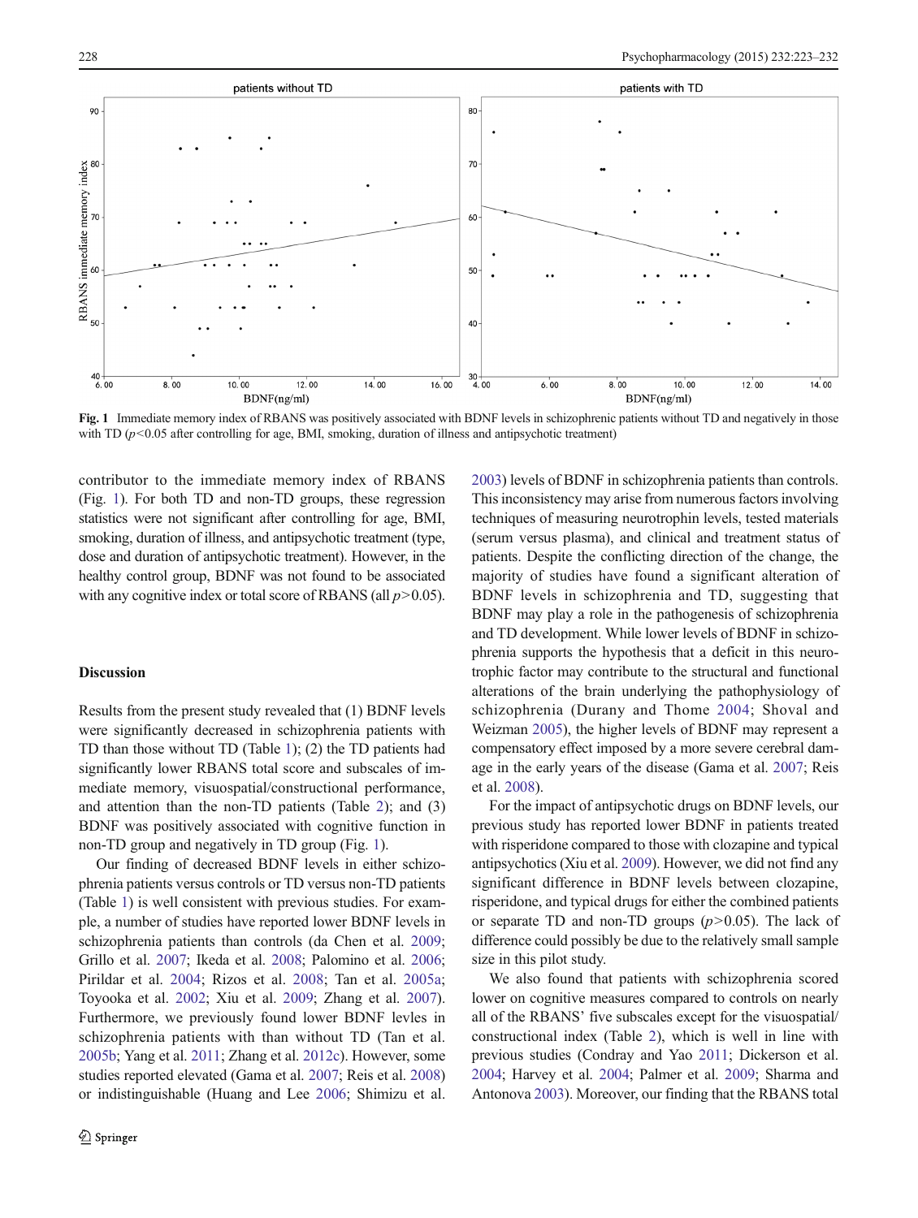**Fig. 1** Immediate memory index of RBANS was positively associated with BDNF levels in schizophrenic patients without TD and negatively in those with TD ($p<0.05$ after controlling for age, BMI, smoking, duration of illness and antipsychotic treatment)

contributor to the immediate memory index of RBANS (Fig. 1). For both TD and non-TD groups, these regression statistics were not significant after controlling for age, BMI, smoking, duration of illness, and antipsychotic treatment (type, dose and duration of antipsychotic treatment). However, in the healthy control group, BDNF was not found to be associated with any cognitive index or total score of RBANS (all $p>0.05$).

## Discussion

Results from the present study revealed that (1) BDNF levels were significantly decreased in schizophrenia patients with TD than those without TD (Table 1); (2) the TD patients had significantly lower RBANS total score and subscales of immediate memory, visuospatial/constructional performance, and attention than the non-TD patients (Table 2); and (3) BDNF was positively associated with cognitive function in non-TD group and negatively in TD group (Fig. 1).

Our finding of decreased BDNF levels in either schizophrenia patients versus controls or TD versus non-TD patients (Table 1) is well consistent with previous studies. For example, a number of studies have reported lower BDNF levels in schizophrenia patients than controls (da Chen et al. 2009; Grillo et al. 2007; Ikeda et al. 2008; Palomino et al. 2006; Pirildar et al. 2004; Rizos et al. 2008; Tan et al. 2005a; Toyooka et al. 2002; Xiu et al. 2009; Zhang et al. 2007). Furthermore, we previously found lower BDNF levles in schizophrenia patients with than without TD (Tan et al. 2005b; Yang et al. 2011; Zhang et al. 2012c). However, some studies reported elevated (Gama et al. 2007; Reis et al. 2008) or indistinguishable (Huang and Lee 2006; Shimizu et al. 2003) levels of BDNF in schizophrenia patients than controls. This inconsistency may arise from numerous factors involving techniques of measuring neurotrophin levels, tested materials (serum versus plasma), and clinical and treatment status of patients. Despite the conflicting direction of the change, the majority of studies have found a significant alteration of BDNF levels in schizophrenia and TD, suggesting that BDNF may play a role in the pathogenesis of schizophrenia and TD development. While lower levels of BDNF in schizophrenia supports the hypothesis that a deficit in this neurotrophic factor may contribute to the structural and functional alterations of the brain underlying the pathophysiology of schizophrenia (Durany and Thome 2004; Shoval and Weizman 2005), the higher levels of BDNF may represent a compensatory effect imposed by a more severe cerebral damage in the early years of the disease (Gama et al. 2007; Reis et al. 2008).

For the impact of antipsychotic drugs on BDNF levels, our previous study has reported lower BDNF in patients treated with risperidone compared to those with clozapine and typical antipsychotics (Xiu et al. 2009). However, we did not find any significant difference in BDNF levels between clozapine, risperidone, and typical drugs for either the combined patients or separate TD and non-TD groups ($p>0.05$). The lack of difference could possibly be due to the relatively small sample size in this pilot study.

We also found that patients with schizophrenia scored lower on cognitive measures compared to controls on nearly all of the RBANS' five subscales except for the visuospatial/constructional index (Table 2), which is well in line with previous studies (Condray and Yao 2011; Dickerson et al. 2004; Harvey et al. 2004; Palmer et al. 2009; Sharma and Antonova 2003). Moreover, our finding that the RBANS total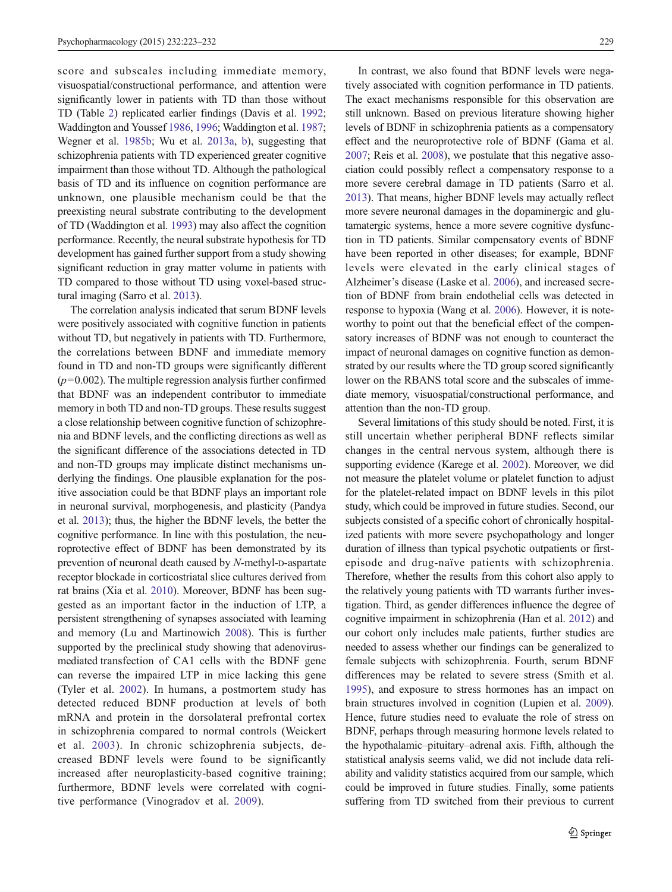score and subscales including immediate memory, visuospatial/constructional performance, and attention were significantly lower in patients with TD than those without TD (Table 2) replicated earlier findings (Davis et al. 1992; Waddington and Youssef 1986, 1996; Waddington et al. 1987; Wegner et al. 1985b; Wu et al. 2013a, b), suggesting that schizophrenia patients with TD experienced greater cognitive impairment than those without TD. Although the pathological basis of TD and its influence on cognition performance are unknown, one plausible mechanism could be that the preexisting neural substrate contributing to the development of TD (Waddington et al. 1993) may also affect the cognition performance. Recently, the neural substrate hypothesis for TD development has gained further support from a study showing significant reduction in gray matter volume in patients with TD compared to those without TD using voxel-based structural imaging (Sarro et al. 2013).

The correlation analysis indicated that serum BDNF levels were positively associated with cognitive function in patients without TD, but negatively in patients with TD. Furthermore, the correlations between BDNF and immediate memory found in TD and non-TD groups were significantly different ($p=0.002$). The multiple regression analysis further confirmed that BDNF was an independent contributor to immediate memory in both TD and non-TD groups. These results suggest a close relationship between cognitive function of schizophrenia and BDNF levels, and the conflicting directions as well as the significant difference of the associations detected in TD and non-TD groups may implicate distinct mechanisms underlying the findings. One plausible explanation for the positive association could be that BDNF plays an important role in neuronal survival, morphogenesis, and plasticity (Pandya et al. 2013); thus, the higher the BDNF levels, the better the cognitive performance. In line with this postulation, the neuroprotective effect of BDNF has been demonstrated by its prevention of neuronal death caused by *N*-methyl-D-aspartate receptor blockade in corticostriatal slice cultures derived from rat brains (Xia et al. 2010). Moreover, BDNF has been suggested as an important factor in the induction of LTP, a persistent strengthening of synapses associated with learning and memory (Lu and Martinowich 2008). This is further supported by the preclinical study showing that adenovirus-mediated transfection of CA1 cells with the BDNF gene can reverse the impaired LTP in mice lacking this gene (Tyler et al. 2002). In humans, a postmortem study has detected reduced BDNF production at levels of both mRNA and protein in the dorsolateral prefrontal cortex in schizophrenia compared to normal controls (Weickert et al. 2003). In chronic schizophrenia subjects, decreased BDNF levels were found to be significantly increased after neuroplasticity-based cognitive training; furthermore, BDNF levels were correlated with cognitive performance (Vinogradov et al. 2009).

In contrast, we also found that BDNF levels were negatively associated with cognition performance in TD patients. The exact mechanisms responsible for this observation are still unknown. Based on previous literature showing higher levels of BDNF in schizophrenia patients as a compensatory effect and the neuroprotective role of BDNF (Gama et al. 2007; Reis et al. 2008), we postulate that this negative association could possibly reflect a compensatory response to a more severe cerebral damage in TD patients (Sarro et al. 2013). That means, higher BDNF levels may actually reflect more severe neuronal damages in the dopaminergic and glutamatergic systems, hence a more severe cognitive dysfunction in TD patients. Similar compensatory events of BDNF have been reported in other diseases; for example, BDNF levels were elevated in the early clinical stages of Alzheimer's disease (Laske et al. 2006), and increased secretion of BDNF from brain endothelial cells was detected in response to hypoxia (Wang et al. 2006). However, it is noteworthy to point out that the beneficial effect of the compensatory increases of BDNF was not enough to counteract the impact of neuronal damages on cognitive function as demonstrated by our results where the TD group scored significantly lower on the RBANS total score and the subscales of immediate memory, visuospatial/constructional performance, and attention than the non-TD group.

Several limitations of this study should be noted. First, it is still uncertain whether peripheral BDNF reflects similar changes in the central nervous system, although there is supporting evidence (Karege et al. 2002). Moreover, we did not measure the platelet volume or platelet function to adjust for the platelet-related impact on BDNF levels in this pilot study, which could be improved in future studies. Second, our subjects consisted of a specific cohort of chronically hospitalized patients with more severe psychopathology and longer duration of illness than typical psychotic outpatients or first-episode and drug-naïve patients with schizophrenia. Therefore, whether the results from this cohort also apply to the relatively young patients with TD warrants further investigation. Third, as gender differences influence the degree of cognitive impairment in schizophrenia (Han et al. 2012) and our cohort only includes male patients, further studies are needed to assess whether our findings can be generalized to female subjects with schizophrenia. Fourth, serum BDNF differences may be related to severe stress (Smith et al. 1995), and exposure to stress hormones has an impact on brain structures involved in cognition (Lupien et al. 2009). Hence, future studies need to evaluate the role of stress on BDNF, perhaps through measuring hormone levels related to the hypothalamic–pituitary–adrenal axis. Fifth, although the statistical analysis seems valid, we did not include data reliability and validity statistics acquired from our sample, which could be improved in future studies. Finally, some patients suffering from TD switched from their previous to current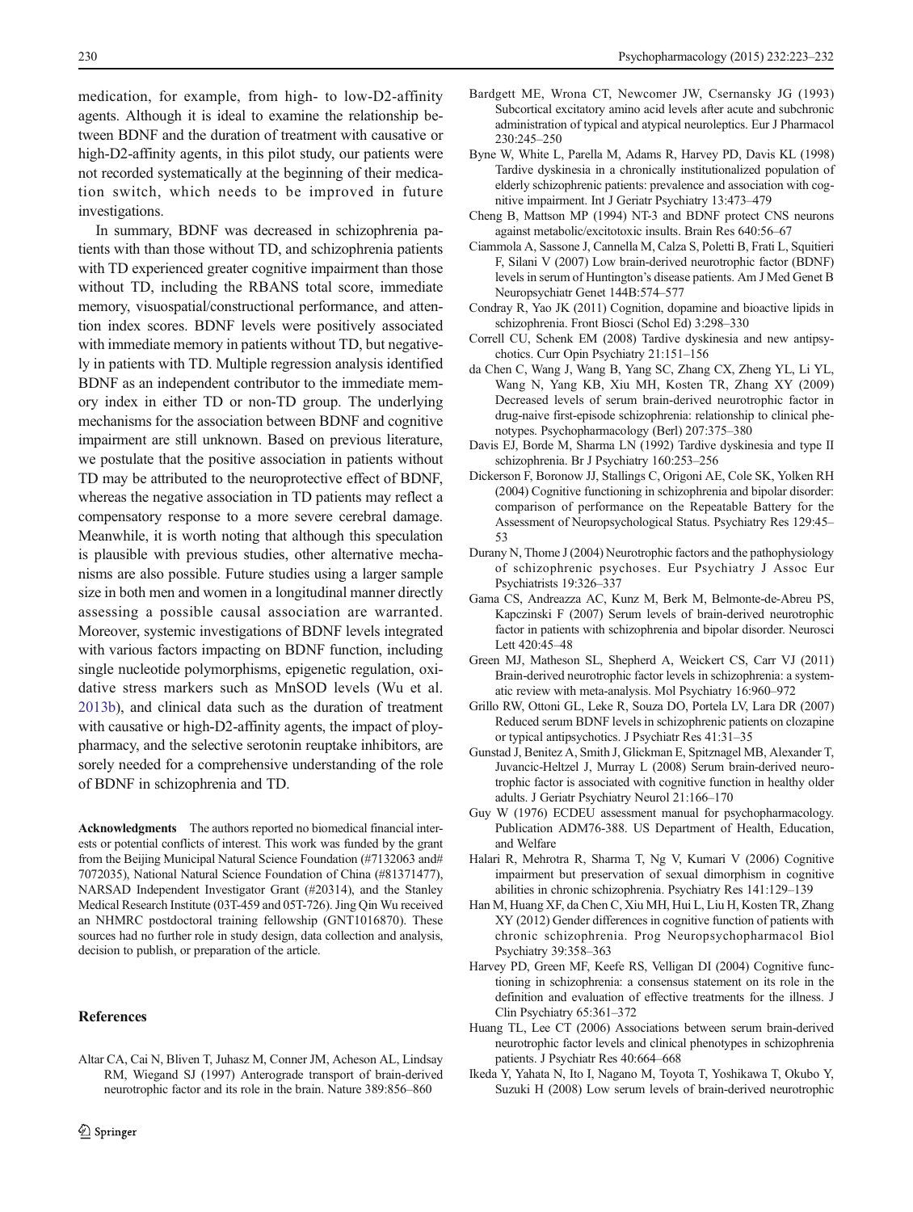medication, for example, from high- to low-D2-affinity agents. Although it is ideal to examine the relationship between BDNF and the duration of treatment with causative or high-D2-affinity agents, in this pilot study, our patients were not recorded systematically at the beginning of their medication switch, which needs to be improved in future investigations.

In summary, BDNF was decreased in schizophrenia patients with than those without TD, and schizophrenia patients with TD experienced greater cognitive impairment than those without TD, including the RBANS total score, immediate memory, visuospatial/constructional performance, and attention index scores. BDNF levels were positively associated with immediate memory in patients without TD, but negatively in patients with TD. Multiple regression analysis identified BDNF as an independent contributor to the immediate memory index in either TD or non-TD group. The underlying mechanisms for the association between BDNF and cognitive impairment are still unknown. Based on previous literature, we postulate that the positive association in patients without TD may be attributed to the neuroprotective effect of BDNF, whereas the negative association in TD patients may reflect a compensatory response to a more severe cerebral damage. Meanwhile, it is worth noting that although this speculation is plausible with previous studies, other alternative mechanisms are also possible. Future studies using a larger sample size in both men and women in a longitudinal manner directly assessing a possible causal association are warranted. Moreover, systemic investigations of BDNF levels integrated with various factors impacting on BDNF function, including single nucleotide polymorphisms, epigenetic regulation, oxidative stress markers such as MnSOD levels (Wu et al. 2013b), and clinical data such as the duration of treatment with causative or high-D2-affinity agents, the impact of ploypharmacy, and the selective serotonin reuptake inhibitors, are sorely needed for a comprehensive understanding of the role of BDNF in schizophrenia and TD.

**Acknowledgments** The authors reported no biomedical financial interests or potential conflicts of interest. This work was funded by the grant from the Beijing Municipal Natural Science Foundation (#7132063 and# 7072035), National Natural Science Foundation of China (#81371477), NARSAD Independent Investigator Grant (#20314), and the Stanley Medical Research Institute (03T-459 and 05T-726). Jing Qin Wu received an NHMRC postdoctoral training fellowship (GNT1016870). These sources had no further role in study design, data collection and analysis, decision to publish, or preparation of the article.

## References

Altar CA, Cai N, Bliven T, Juhasz M, Conner JM, Acheson AL, Lindsay RM, Wiegand SJ (1997) Anterograde transport of brain-derived neurotrophic factor and its role in the brain. Nature 389:856–860

Bardgett ME, Wrona CT, Newcomer JW, Csernansky JG (1993) Subcortical excitatory amino acid levels after acute and subchronic administration of typical and atypical neuroleptics. Eur J Pharmacol 230:245–250

Byne W, White L, Parella M, Adams R, Harvey PD, Davis KL (1998) Tardive dyskinesia in a chronically institutionalized population of elderly schizophrenic patients: prevalence and association with cognitive impairment. Int J Geriatr Psychiatry 13:473–479

Cheng B, Mattson MP (1994) NT-3 and BDNF protect CNS neurons against metabolic/excitotoxic insults. Brain Res 640:56–67

Ciammola A, Sassone J, Cannella M, Calza S, Poletti B, Frati L, Squitieri F, Silani V (2007) Low brain-derived neurotrophic factor (BDNF) levels in serum of Huntington's disease patients. Am J Med Genet B Neuropsychiatr Genet 144B:574–577

Condray R, Yao JK (2011) Cognition, dopamine and bioactive lipids in schizophrenia. Front Biosci (Schol Ed) 3:298–330

Correll CU, Schenk EM (2008) Tardive dyskinesia and new antipsychotics. Curr Opin Psychiatry 21:151–156

da Chen C, Wang J, Wang B, Yang SC, Zhang CX, Zheng YL, Li YL, Wang N, Yang KB, Xiu MH, Kosten TR, Zhang XY (2009) Decreased levels of serum brain-derived neurotrophic factor in drug-naive first-episode schizophrenia: relationship to clinical phenotypes. Psychopharmacology (Berl) 207:375–380

Davis EJ, Borde M, Sharma LN (1992) Tardive dyskinesia and type II schizophrenia. Br J Psychiatry 160:253–256

Dickerson F, Boronow JJ, Stallings C, Origoni AE, Cole SK, Yolken RH (2004) Cognitive functioning in schizophrenia and bipolar disorder: comparison of performance on the Repeatable Battery for the Assessment of Neuropsychological Status. Psychiatry Res 129:45–53

Durany N, Thome J (2004) Neurotrophic factors and the pathophysiology of schizophrenic psychoses. Eur Psychiatry J Assoc Eur Psychiatrists 19:326–337

Gama CS, Andreazza AC, Kunz M, Berk M, Belmonte-de-Abreu PS, Kapczinski F (2007) Serum levels of brain-derived neurotrophic factor in patients with schizophrenia and bipolar disorder. Neurosci Lett 420:45–48

Green MJ, Matheson SL, Shepherd A, Weickert CS, Carr VJ (2011) Brain-derived neurotrophic factor levels in schizophrenia: a systematic review with meta-analysis. Mol Psychiatry 16:960–972

Grillo RW, Ottoni GL, Leke R, Souza DO, Portela LV, Lara DR (2007) Reduced serum BDNF levels in schizophrenic patients on clozapine or typical antipsychotics. J Psychiatr Res 41:31–35

Gunstad J, Benitez A, Smith J, Glickman E, Spitznagel MB, Alexander T, Juvancic-Heltzel J, Murray L (2008) Serum brain-derived neurotrophic factor is associated with cognitive function in healthy older adults. J Geriatr Psychiatry Neurol 21:166–170

Guy W (1976) ECDEU assessment manual for psychopharmacology. Publication ADM76-388. US Department of Health, Education, and Welfare

Halari R, Mehrotra R, Sharma T, Ng V, Kumari V (2006) Cognitive impairment but preservation of sexual dimorphism in cognitive abilities in chronic schizophrenia. Psychiatry Res 141:129–139

Han M, Huang XF, da Chen C, Xiu MH, Hui L, Liu H, Kosten TR, Zhang XY (2012) Gender differences in cognitive function of patients with chronic schizophrenia. Prog Neuropsychopharmacol Biol Psychiatry 39:358–363

Harvey PD, Green MF, Keefe RS, Velligan DI (2004) Cognitive functioning in schizophrenia: a consensus statement on its role in the definition and evaluation of effective treatments for the illness. J Clin Psychiatry 65:361–372

Huang TL, Lee CT (2006) Associations between serum brain-derived neurotrophic factor levels and clinical phenotypes in schizophrenia patients. J Psychiatr Res 40:664–668

Ikeda Y, Yahata N, Ito I, Nagano M, Toyota T, Yoshikawa T, Okubo Y, Suzuki H (2008) Low serum levels of brain-derived neurotrophic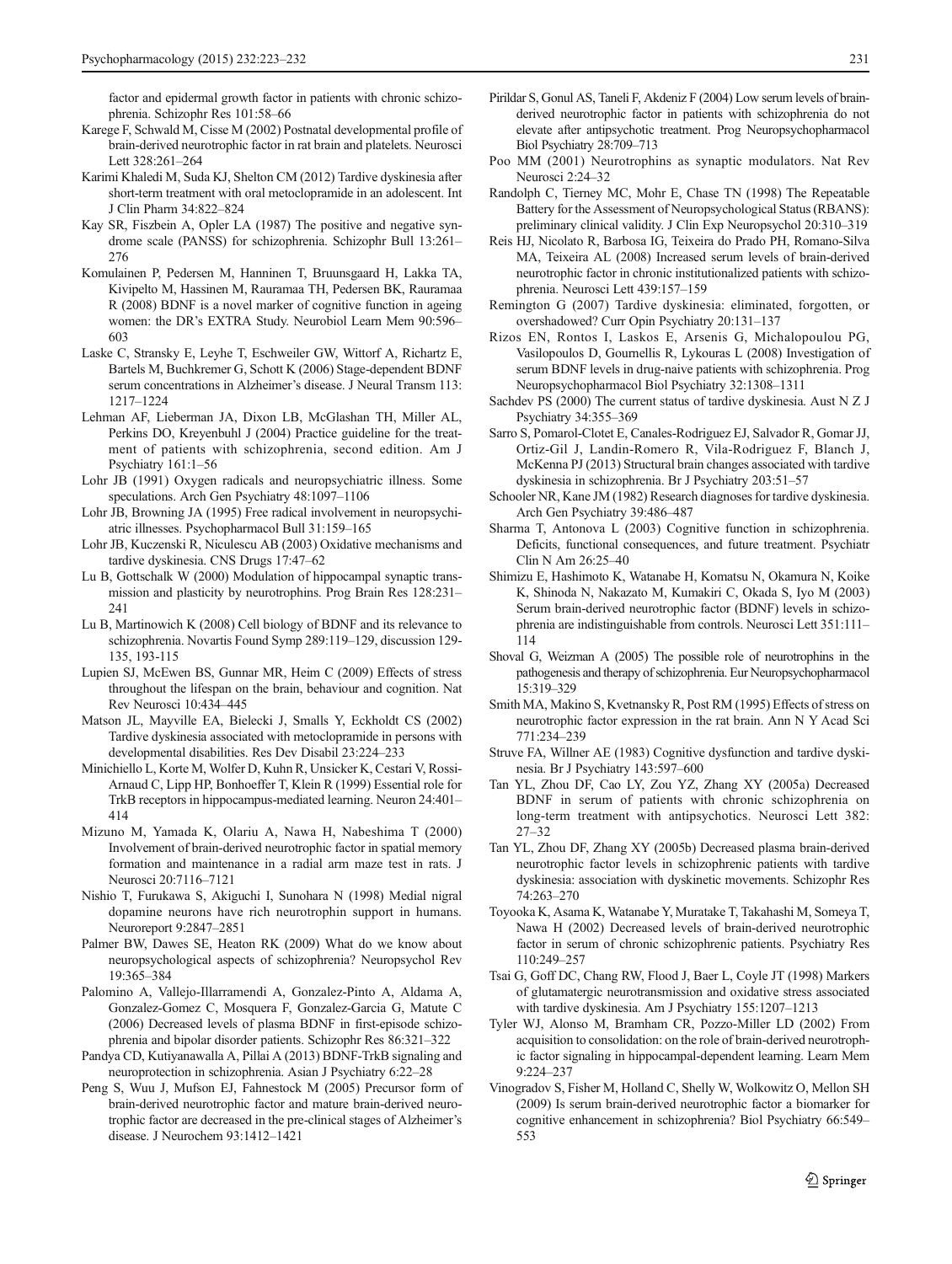factor and epidermal growth factor in patients with chronic schizophrenia. Schizophr Res 101:58–66

Karege F, Schwald M, Cisse M (2002) Postnatal developmental profile of brain-derived neurotrophic factor in rat brain and platelets. Neurosci Lett 328:261–264

Karimi Khaledi M, Suda KJ, Shelton CM (2012) Tardive dyskinesia after short-term treatment with oral metoclopramide in an adolescent. Int J Clin Pharm 34:822–824

Kay SR, Fiszbein A, Opler LA (1987) The positive and negative syndrome scale (PANSS) for schizophrenia. Schizophr Bull 13:261–276

Komulainen P, Pedersen M, Hanninen T, Bruunsgaard H, Lakka TA, Kivipelto M, Hassinen M, Rauramaa TH, Pedersen BK, Rauramaa R (2008) BDNF is a novel marker of cognitive function in ageing women: the DR's EXTRA Study. Neurobiol Learn Mem 90:596–603

Laske C, Stransky E, Leyhe T, Eschweiler GW, Wittorf A, Richartz E, Bartels M, Buchkremer G, Schott K (2006) Stage-dependent BDNF serum concentrations in Alzheimer's disease. J Neural Transm 113: 1217–1224

Lehman AF, Lieberman JA, Dixon LB, McGlashan TH, Miller AL, Perkins DO, Kreyenbuhl J (2004) Practice guideline for the treatment of patients with schizophrenia, second edition. Am J Psychiatry 161:1–56

Lohr JB (1991) Oxygen radicals and neuropsychiatric illness. Some speculations. Arch Gen Psychiatry 48:1097–1106

Lohr JB, Browning JA (1995) Free radical involvement in neuropsychiatric illnesses. Psychopharmacol Bull 31:159–165

Lohr JB, Kuczenski R, Niculescu AB (2003) Oxidative mechanisms and tardive dyskinesia. CNS Drugs 17:47–62

Lu B, Gottschalk W (2000) Modulation of hippocampal synaptic transmission and plasticity by neurotrophins. Prog Brain Res 128:231–241

Lu B, Martinowich K (2008) Cell biology of BDNF and its relevance to schizophrenia. Novartis Found Symp 289:119–129, discussion 129-135, 193-115

Lupien SJ, McEwen BS, Gunnar MR, Heim C (2009) Effects of stress throughout the lifespan on the brain, behaviour and cognition. Nat Rev Neurosci 10:434–445

Matson JL, Mayville EA, Bielecki J, Smalls Y, Eckholdt CS (2002) Tardive dyskinesia associated with metoclopramide in persons with developmental disabilities. Res Dev Disabil 23:224–233

Minichiello L, Korte M, Wolfer D, Kuhn R, Unsicker K, Cestari V, Rossi-Arnaud C, Lipp HP, Bonhoeffer T, Klein R (1999) Essential role for TrkB receptors in hippocampus-mediated learning. Neuron 24:401–414

Mizuno M, Yamada K, Olariu A, Nawa H, Nabeshima T (2000) Involvement of brain-derived neurotrophic factor in spatial memory formation and maintenance in a radial arm maze test in rats. J Neurosci 20:7116–7121

Nishio T, Furukawa S, Akiguchi I, Sunohara N (1998) Medial nigral dopamine neurons have rich neurotrophin support in humans. Neuroreport 9:2847–2851

Palmer BW, Dawes SE, Heaton RK (2009) What do we know about neuropsychological aspects of schizophrenia? Neuropsychol Rev 19:365–384

Palomino A, Vallejo-Illarramendi A, Gonzalez-Pinto A, Aldama A, Gonzalez-Gomez C, Mosquera F, Gonzalez-Garcia G, Matute C (2006) Decreased levels of plasma BDNF in first-episode schizophrenia and bipolar disorder patients. Schizophr Res 86:321–322

Pandya CD, Kutiyanawalla A, Pillai A (2013) BDNF-TrkB signaling and neuroprotection in schizophrenia. Asian J Psychiatry 6:22–28

Peng S, Wuu J, Mufson EJ, Fahnestock M (2005) Precursor form of brain-derived neurotrophic factor and mature brain-derived neurotrophic factor are decreased in the pre-clinical stages of Alzheimer's disease. J Neurochem 93:1412–1421

Pirildar S, Gonul AS, Taneli F, Akdeniz F (2004) Low serum levels of brain-derived neurotrophic factor in patients with schizophrenia do not elevate after antipsychotic treatment. Prog Neuropsychopharmacol Biol Psychiatry 28:709–713

Poo MM (2001) Neurotrophins as synaptic modulators. Nat Rev Neurosci 2:24–32

Randolph C, Tierney MC, Mohr E, Chase TN (1998) The Repeatable Battery for the Assessment of Neuropsychological Status (RBANS): preliminary clinical validity. J Clin Exp Neuropsychol 20:310–319

Reis HJ, Nicolato R, Barbosa IG, Teixeira do Prado PH, Romano-Silva MA, Teixeira AL (2008) Increased serum levels of brain-derived neurotrophic factor in chronic institutionalized patients with schizophrenia. Neurosci Lett 439:157–159

Remington G (2007) Tardive dyskinesia: eliminated, forgotten, or overshadowed? Curr Opin Psychiatry 20:131–137

Rizos EN, Rontos I, Laskos E, Arsenis G, Michalopoulou PG, Vasilopoulos D, Gournellis R, Lykouras L (2008) Investigation of serum BDNF levels in drug-naive patients with schizophrenia. Prog Neuropsychopharmacol Biol Psychiatry 32:1308–1311

Sachdev PS (2000) The current status of tardive dyskinesia. Aust N Z J Psychiatry 34:355–369

Sarro S, Pomarol-Clotet E, Canales-Rodriguez EJ, Salvador R, Gomar JJ, Ortiz-Gil J, Landin-Romero R, Vila-Rodriguez F, Blanch J, McKenna PJ (2013) Structural brain changes associated with tardive dyskinesia in schizophrenia. Br J Psychiatry 203:51–57

Schooler NR, Kane JM (1982) Research diagnoses for tardive dyskinesia. Arch Gen Psychiatry 39:486–487

Sharma T, Antonova L (2003) Cognitive function in schizophrenia. Deficits, functional consequences, and future treatment. Psychiatr Clin N Am 26:25–40

Shimizu E, Hashimoto K, Watanabe H, Komatsu N, Okamura N, Koike K, Shinoda N, Nakazato M, Kumakiri C, Okada S, Iyo M (2003) Serum brain-derived neurotrophic factor (BDNF) levels in schizophrenia are indistinguishable from controls. Neurosci Lett 351:111–114

Shoval G, Weizman A (2005) The possible role of neurotrophins in the pathogenesis and therapy of schizophrenia. Eur Neuropsychopharmacol 15:319–329

Smith MA, Makino S, Kvetnansky R, Post RM (1995) Effects of stress on neurotrophic factor expression in the rat brain. Ann N Y Acad Sci 771:234–239

Struve FA, Willner AE (1983) Cognitive dysfunction and tardive dyskinesia. Br J Psychiatry 143:597–600

Tan YL, Zhou DF, Cao LY, Zou YZ, Zhang XY (2005a) Decreased BDNF in serum of patients with chronic schizophrenia on long-term treatment with antipsychotics. Neurosci Lett 382: 27–32

Tan YL, Zhou DF, Zhang XY (2005b) Decreased plasma brain-derived neurotrophic factor levels in schizophrenic patients with tardive dyskinesia: association with dyskinetic movements. Schizophr Res 74:263–270

Toyooka K, Asama K, Watanabe Y, Muratake T, Takahashi M, Someya T, Nawa H (2002) Decreased levels of brain-derived neurotrophic factor in serum of chronic schizophrenic patients. Psychiatry Res 110:249–257

Tsai G, Goff DC, Chang RW, Flood J, Baer L, Coyle JT (1998) Markers of glutamatergic neurotransmission and oxidative stress associated with tardive dyskinesia. Am J Psychiatry 155:1207–1213

Tyler WJ, Alonso M, Bramham CR, Pozzo-Miller LD (2002) From acquisition to consolidation: on the role of brain-derived neurotrophic factor signaling in hippocampal-dependent learning. Learn Mem 9:224–237

Vinogradov S, Fisher M, Holland C, Shelly W, Wolkowitz O, Mellon SH (2009) Is serum brain-derived neurotrophic factor a biomarker for cognitive enhancement in schizophrenia? Biol Psychiatry 66:549–553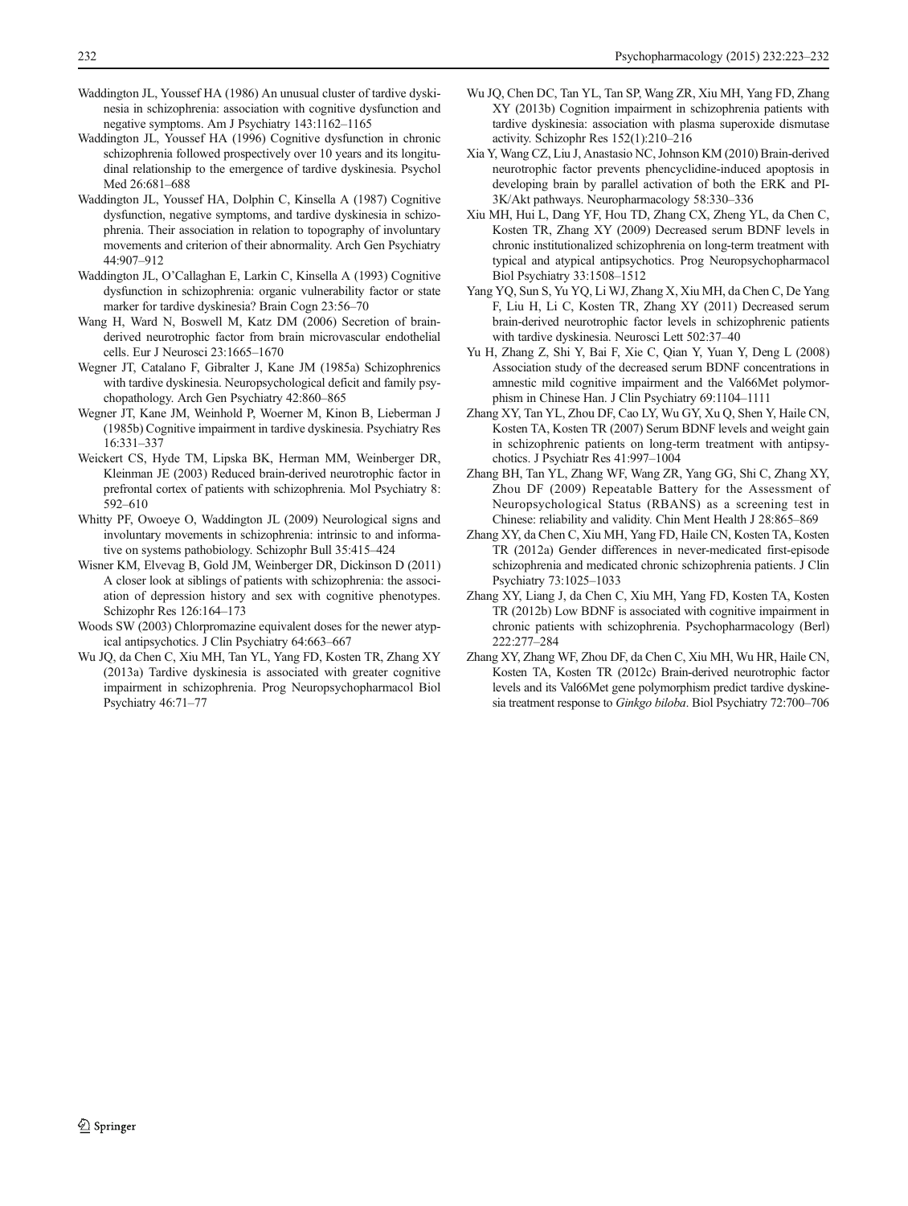Waddington JL, Youssef HA (1986) An unusual cluster of tardive dyskinesia in schizophrenia: association with cognitive dysfunction and negative symptoms. Am J Psychiatry 143:1162–1165

Waddington JL, Youssef HA (1996) Cognitive dysfunction in chronic schizophrenia followed prospectively over 10 years and its longitudinal relationship to the emergence of tardive dyskinesia. Psychol Med 26:681–688

Waddington JL, Youssef HA, Dolphin C, Kinsella A (1987) Cognitive dysfunction, negative symptoms, and tardive dyskinesia in schizophrenia. Their association in relation to topography of involuntary movements and criterion of their abnormality. Arch Gen Psychiatry 44:907–912

Waddington JL, O'Callaghan E, Larkin C, Kinsella A (1993) Cognitive dysfunction in schizophrenia: organic vulnerability factor or state marker for tardive dyskinesia? Brain Cogn 23:56–70

Wang H, Ward N, Boswell M, Katz DM (2006) Secretion of brain-derived neurotrophic factor from brain microvascular endothelial cells. Eur J Neurosci 23:1665–1670

Wegner JT, Catalano F, Gibralter J, Kane JM (1985a) Schizophrenics with tardive dyskinesia. Neuropsychological deficit and family psychopathology. Arch Gen Psychiatry 42:860–865

Wegner JT, Kane JM, Weinhold P, Woerner M, Kinon B, Lieberman J (1985b) Cognitive impairment in tardive dyskinesia. Psychiatry Res 16:331–337

Weickert CS, Hyde TM, Lipska BK, Herman MM, Weinberger DR, Kleinman JE (2003) Reduced brain-derived neurotrophic factor in prefrontal cortex of patients with schizophrenia. Mol Psychiatry 8: 592–610

Whitty PF, Owoeye O, Waddington JL (2009) Neurological signs and involuntary movements in schizophrenia: intrinsic to and informative on systems pathobiology. Schizophr Bull 35:415–424

Wisner KM, Elvevag B, Gold JM, Weinberger DR, Dickinson D (2011) A closer look at siblings of patients with schizophrenia: the association of depression history and sex with cognitive phenotypes. Schizophr Res 126:164–173

Woods SW (2003) Chlorpromazine equivalent doses for the newer atypical antipsychotics. J Clin Psychiatry 64:663–667

Wu JQ, da Chen C, Xiu MH, Tan YL, Yang FD, Kosten TR, Zhang XY (2013a) Tardive dyskinesia is associated with greater cognitive impairment in schizophrenia. Prog Neuropsychopharmacol Biol Psychiatry 46:71–77

Wu JQ, Chen DC, Tan YL, Tan SP, Wang ZR, Xiu MH, Yang FD, Zhang XY (2013b) Cognition impairment in schizophrenia patients with tardive dyskinesia: association with plasma superoxide dismutase activity. Schizophr Res 152(1):210–216

Xia Y, Wang CZ, Liu J, Anastasio NC, Johnson KM (2010) Brain-derived neurotrophic factor prevents phencyclidine-induced apoptosis in developing brain by parallel activation of both the ERK and PI-3K/Akt pathways. Neuropharmacology 58:330–336

Xiu MH, Hui L, Dang YF, Hou TD, Zhang CX, Zheng YL, da Chen C, Kosten TR, Zhang XY (2009) Decreased serum BDNF levels in chronic institutionalized schizophrenia on long-term treatment with typical and atypical antipsychotics. Prog Neuropsychopharmacol Biol Psychiatry 33:1508–1512

Yang YQ, Sun S, Yu YQ, Li WJ, Zhang X, Xiu MH, da Chen C, De Yang F, Liu H, Li C, Kosten TR, Zhang XY (2011) Decreased serum brain-derived neurotrophic factor levels in schizophrenic patients with tardive dyskinesia. Neurosci Lett 502:37–40

Yu H, Zhang Z, Shi Y, Bai F, Xie C, Qian Y, Yuan Y, Deng L (2008) Association study of the decreased serum BDNF concentrations in amnestic mild cognitive impairment and the Val66Met polymorphism in Chinese Han. J Clin Psychiatry 69:1104–1111

Zhang XY, Tan YL, Zhou DF, Cao LY, Wu GY, Xu Q, Shen Y, Haile CN, Kosten TA, Kosten TR (2007) Serum BDNF levels and weight gain in schizophrenic patients on long-term treatment with antipsychotics. J Psychiatr Res 41:997–1004

Zhang BH, Tan YL, Zhang WF, Wang ZR, Yang GG, Shi C, Zhang XY, Zhou DF (2009) Repeatable Battery for the Assessment of Neuropsychological Status (RBANS) as a screening test in Chinese: reliability and validity. Chin Ment Health J 28:865–869

Zhang XY, da Chen C, Xiu MH, Yang FD, Haile CN, Kosten TA, Kosten TR (2012a) Gender differences in never-medicated first-episode schizophrenia and medicated chronic schizophrenia patients. J Clin Psychiatry 73:1025–1033

Zhang XY, Liang J, da Chen C, Xiu MH, Yang FD, Kosten TA, Kosten TR (2012b) Low BDNF is associated with cognitive impairment in chronic patients with schizophrenia. Psychopharmacology (Berl) 222:277–284

Zhang XY, Zhang WF, Zhou DF, da Chen C, Xiu MH, Wu HR, Haile CN, Kosten TA, Kosten TR (2012c) Brain-derived neurotrophic factor levels and its Val66Met gene polymorphism predict tardive dyskinesia treatment response to *Ginkgo biloba*. Biol Psychiatry 72:700–706